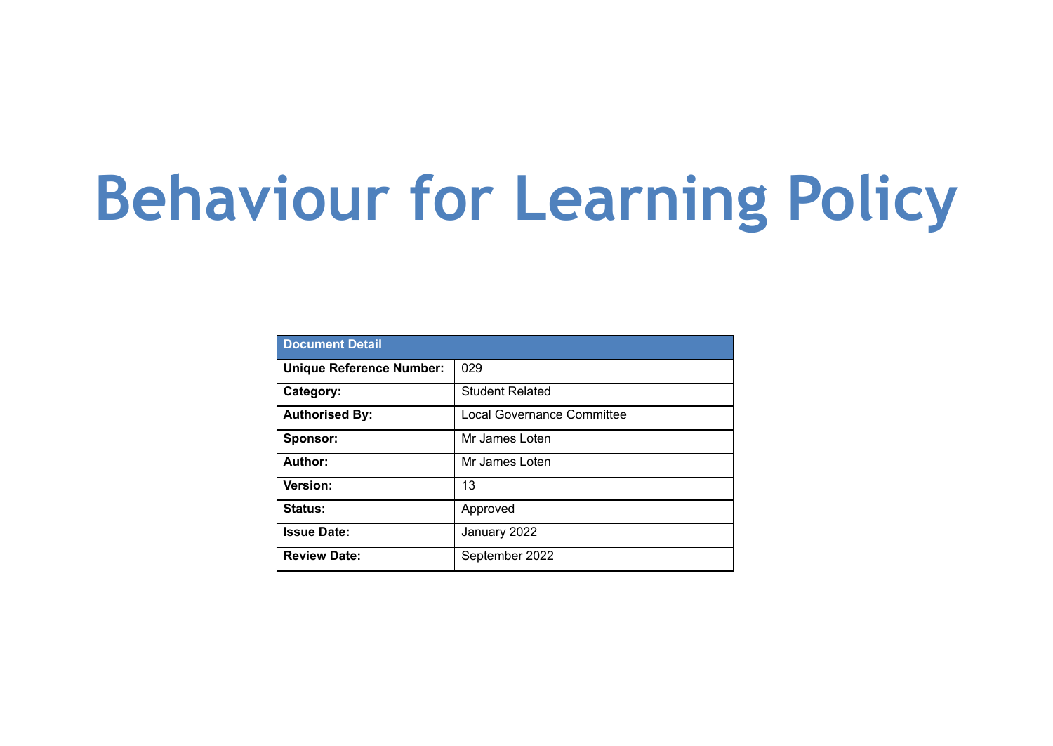# Behaviour for Learning Policy

| Document Detail | |
|---|---|
| **Unique Reference Number:** | 029 |
| **Category:** | Student Related |
| **Authorised By:** | Local Governance Committee |
| **Sponsor:** | Mr James Loten |
| **Author:** | Mr James Loten |
| **Version:** | 13 |
| **Status:** | Approved |
| **Issue Date:** | January 2022 |
| **Review Date:** | September 2022 |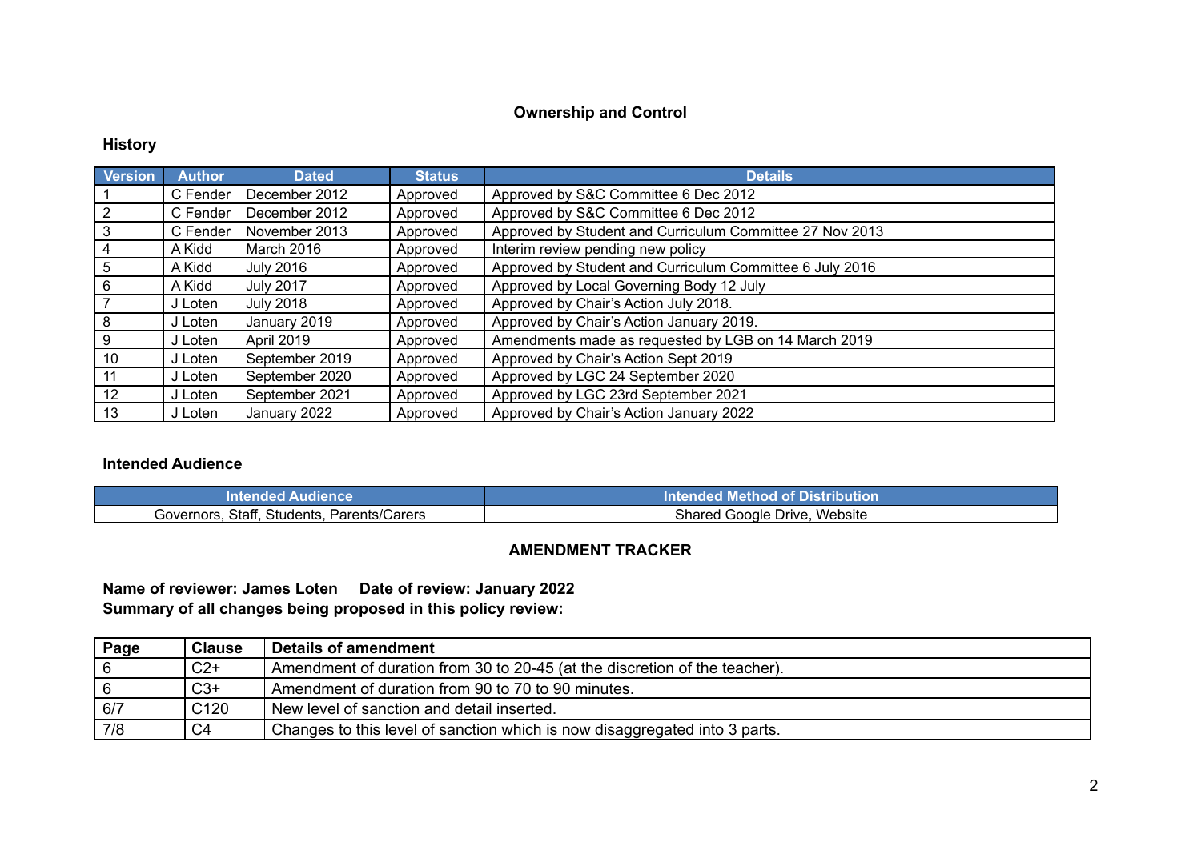## Ownership and Control

### History

| Version | Author | Dated | Status | Details |
|---|---|---|---|---|
| 1 | C Fender | December 2012 | Approved | Approved by S&C Committee 6 Dec 2012 |
| 2 | C Fender | December 2012 | Approved | Approved by S&C Committee 6 Dec 2012 |
| 3 | C Fender | November 2013 | Approved | Approved by Student and Curriculum Committee 27 Nov 2013 |
| 4 | A Kidd | March 2016 | Approved | Interim review pending new policy |
| 5 | A Kidd | July 2016 | Approved | Approved by Student and Curriculum Committee 6 July 2016 |
| 6 | A Kidd | July 2017 | Approved | Approved by Local Governing Body 12 July |
| 7 | J Loten | July 2018 | Approved | Approved by Chair's Action July 2018. |
| 8 | J Loten | January 2019 | Approved | Approved by Chair's Action January 2019. |
| 9 | J Loten | April 2019 | Approved | Amendments made as requested by LGB on 14 March 2019 |
| 10 | J Loten | September 2019 | Approved | Approved by Chair's Action Sept 2019 |
| 11 | J Loten | September 2020 | Approved | Approved by LGC 24 September 2020 |
| 12 | J Loten | September 2021 | Approved | Approved by LGC 23rd September 2021 |
| 13 | J Loten | January 2022 | Approved | Approved by Chair's Action January 2022 |

### Intended Audience

| Intended Audience | Intended Method of Distribution |
|---|---|
| Governors, Staff, Students, Parents/Carers | Shared Google Drive, Website |

## AMENDMENT TRACKER

**Name of reviewer: James Loten     Date of review: January 2022**
**Summary of all changes being proposed in this policy review:**

| Page | Clause | Details of amendment |
|---|---|---|
| 6 | C2+ | Amendment of duration from 30 to 20-45 (at the discretion of the teacher). |
| 6 | C3+ | Amendment of duration from 90 to 70 to 90 minutes. |
| 6/7 | C120 | New level of sanction and detail inserted. |
| 7/8 | C4 | Changes to this level of sanction which is now disaggregated into 3 parts. |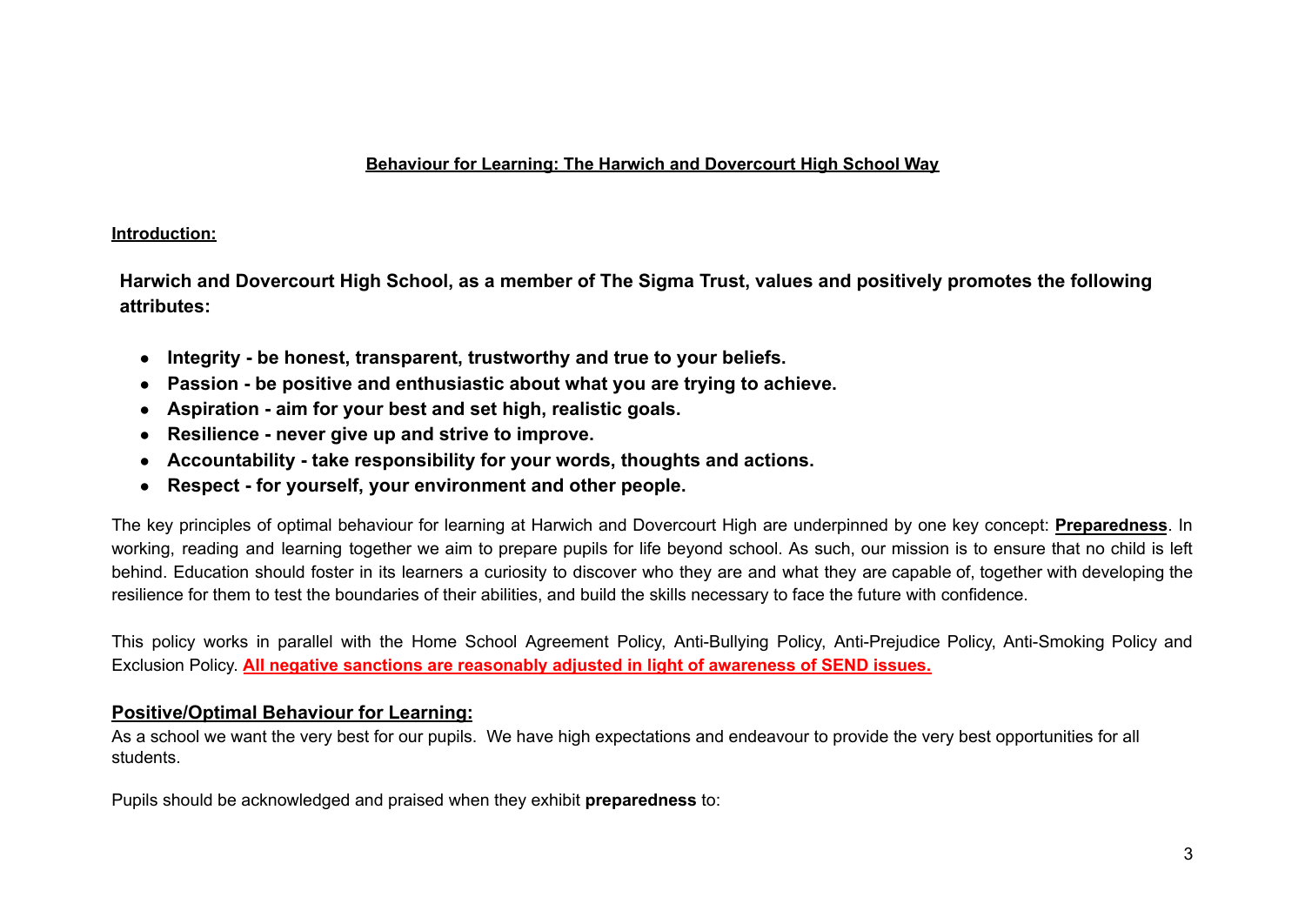# Behaviour for Learning: The Harwich and Dovercourt High School Way

## Introduction:

**Harwich and Dovercourt High School, as a member of The Sigma Trust, values and positively promotes the following attributes:**

- **Integrity - be honest, transparent, trustworthy and true to your beliefs.**
- **Passion - be positive and enthusiastic about what you are trying to achieve.**
- **Aspiration - aim for your best and set high, realistic goals.**
- **Resilience - never give up and strive to improve.**
- **Accountability - take responsibility for your words, thoughts and actions.**
- **Respect - for yourself, your environment and other people.**

The key principles of optimal behaviour for learning at Harwich and Dovercourt High are underpinned by one key concept: **Preparedness**. In working, reading and learning together we aim to prepare pupils for life beyond school. As such, our mission is to ensure that no child is left behind. Education should foster in its learners a curiosity to discover who they are and what they are capable of, together with developing the resilience for them to test the boundaries of their abilities, and build the skills necessary to face the future with confidence.

This policy works in parallel with the Home School Agreement Policy, Anti-Bullying Policy, Anti-Prejudice Policy, Anti-Smoking Policy and Exclusion Policy. **All negative sanctions are reasonably adjusted in light of awareness of SEND issues.**

## Positive/Optimal Behaviour for Learning:

As a school we want the very best for our pupils. We have high expectations and endeavour to provide the very best opportunities for all students.

Pupils should be acknowledged and praised when they exhibit **preparedness** to: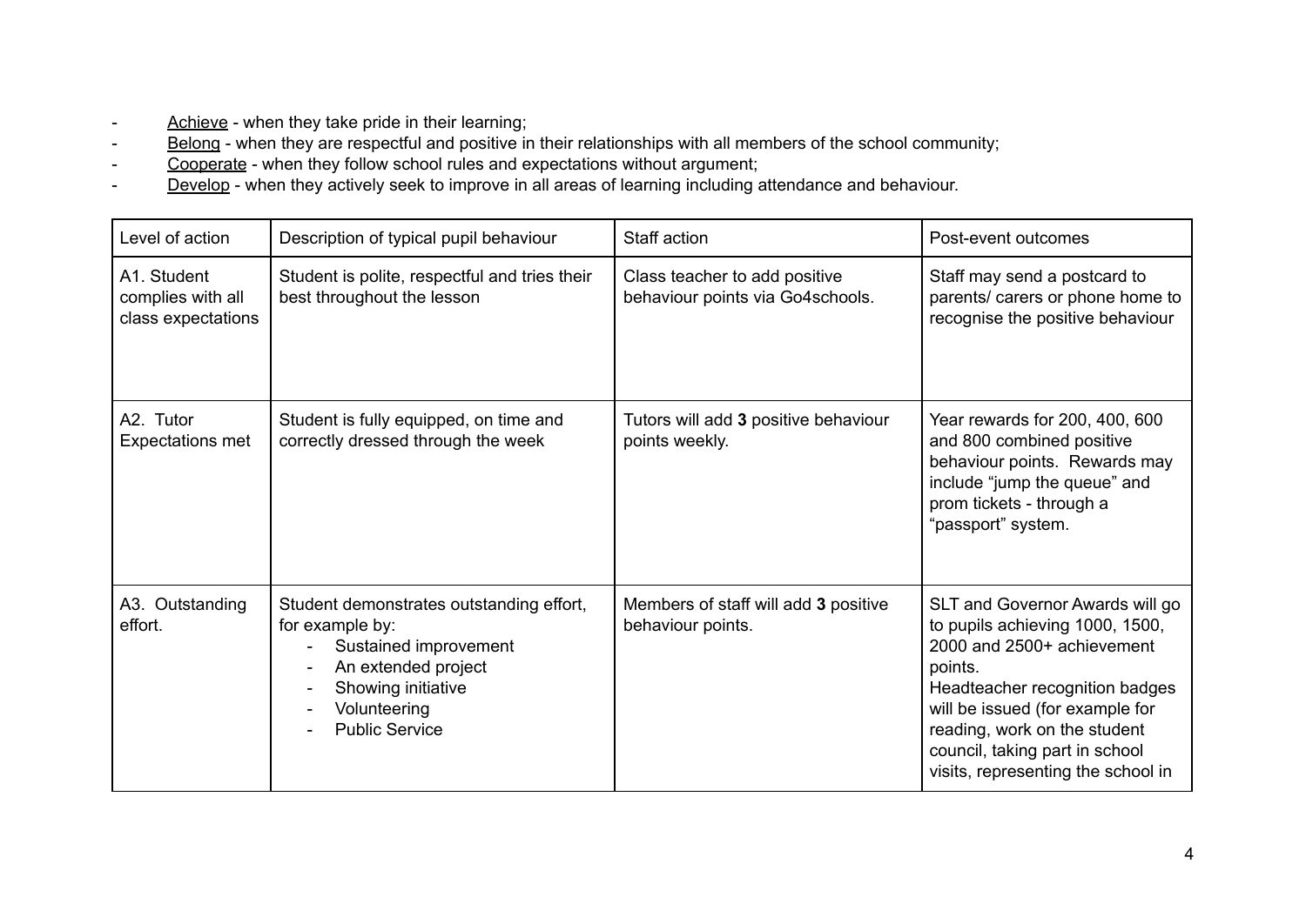- <u>Achieve</u> - when they take pride in their learning;
- <u>Belong</u> - when they are respectful and positive in their relationships with all members of the school community;
- <u>Cooperate</u> - when they follow school rules and expectations without argument;
- <u>Develop</u> - when they actively seek to improve in all areas of learning including attendance and behaviour.

| Level of action | Description of typical pupil behaviour | Staff action | Post-event outcomes |
|---|---|---|---|
| A1. Student complies with all class expectations | Student is polite, respectful and tries their best throughout the lesson | Class teacher to add positive behaviour points via Go4schools. | Staff may send a postcard to parents/ carers or phone home to recognise the positive behaviour |
| A2. Tutor Expectations met | Student is fully equipped, on time and correctly dressed through the week | Tutors will add **3** positive behaviour points weekly. | Year rewards for 200, 400, 600 and 800 combined positive behaviour points. Rewards may include "jump the queue" and prom tickets - through a "passport" system. |
| A3. Outstanding effort. | Student demonstrates outstanding effort, for example by:<br>- Sustained improvement<br>- An extended project<br>- Showing initiative<br>- Volunteering<br>- Public Service | Members of staff will add **3** positive behaviour points. | SLT and Governor Awards will go to pupils achieving 1000, 1500, 2000 and 2500+ achievement points.<br>Headteacher recognition badges will be issued (for example for reading, work on the student council, taking part in school visits, representing the school in |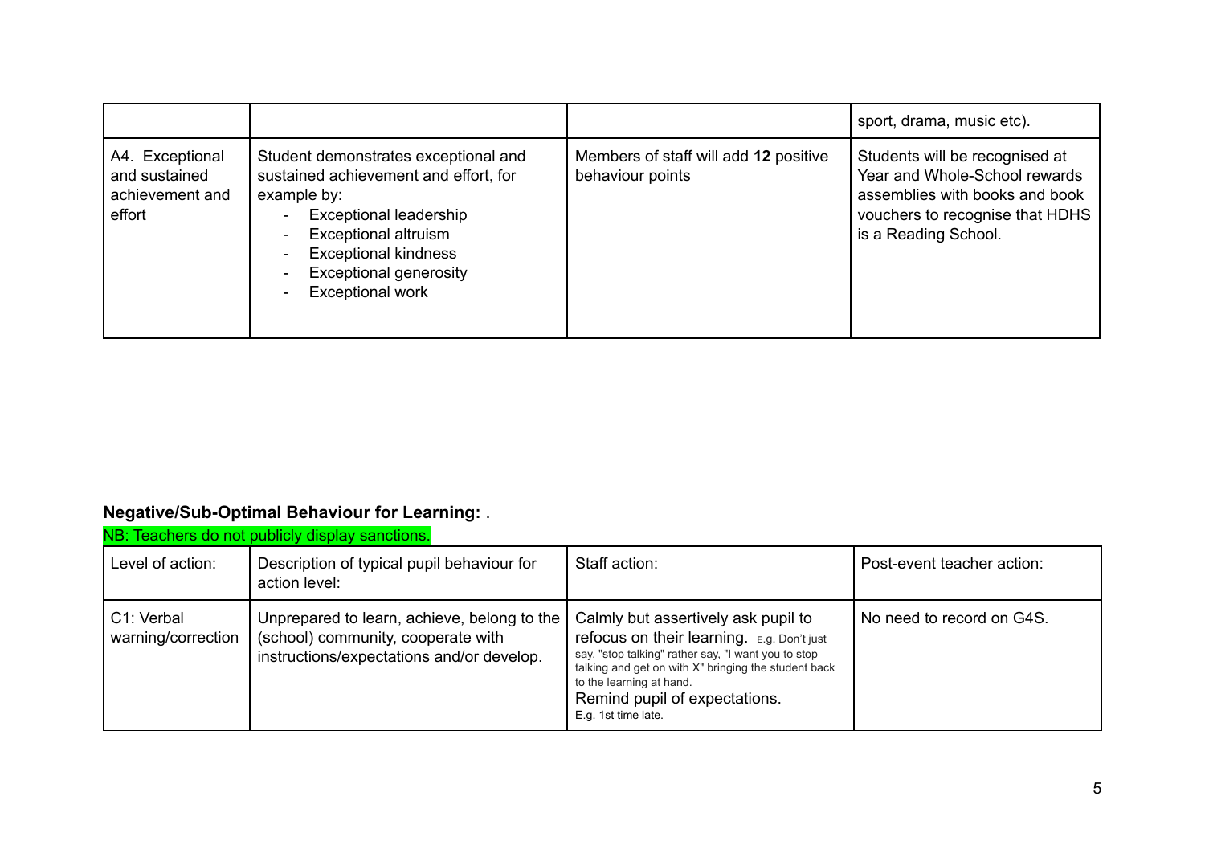| | | | sport, drama, music etc). |
|---|---|---|---|
| A4. Exceptional and sustained achievement and effort | Student demonstrates exceptional and sustained achievement and effort, for example by:<br>- Exceptional leadership<br>- Exceptional altruism<br>- Exceptional kindness<br>- Exceptional generosity<br>- Exceptional work | Members of staff will add **12** positive behaviour points | Students will be recognised at Year and Whole-School rewards assemblies with books and book vouchers to recognise that HDHS is a Reading School. |

**Negative/Sub-Optimal Behaviour for Learning:** .

NB: Teachers do not publicly display sanctions.

| Level of action: | Description of typical pupil behaviour for action level: | Staff action: | Post-event teacher action: |
|---|---|---|---|
| C1: Verbal warning/correction | Unprepared to learn, achieve, belong to the (school) community, cooperate with instructions/expectations and/or develop. | Calmly but assertively ask pupil to refocus on their learning. E.g. Don't just say, "stop talking" rather say, "I want you to stop talking and get on with X" bringing the student back to the learning at hand.<br>Remind pupil of expectations.<br>E.g. 1st time late. | No need to record on G4S. |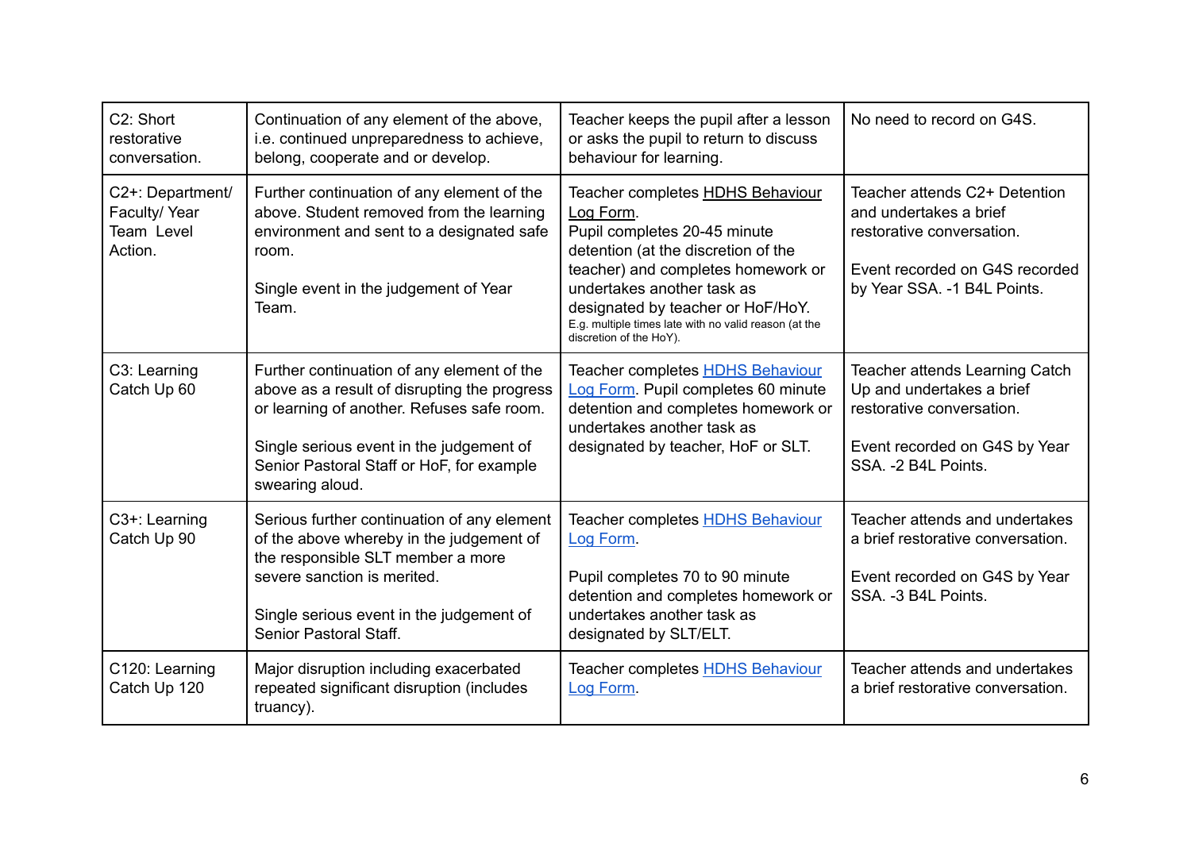| C2: Short restorative conversation. | Continuation of any element of the above, i.e. continued unpreparedness to achieve, belong, cooperate and or develop. | Teacher keeps the pupil after a lesson or asks the pupil to return to discuss behaviour for learning. | No need to record on G4S. |
|---|---|---|---|
| C2+: Department/ Faculty/ Year Team Level Action. | Further continuation of any element of the above. Student removed from the learning environment and sent to a designated safe room.<br><br>Single event in the judgement of Year Team. | Teacher completes HDHS Behaviour Log Form.<br>Pupil completes 20-45 minute detention (at the discretion of the teacher) and completes homework or undertakes another task as designated by teacher or HoF/HoY.<br>E.g. multiple times late with no valid reason (at the discretion of the HoY). | Teacher attends C2+ Detention and undertakes a brief restorative conversation.<br><br>Event recorded on G4S recorded by Year SSA. -1 B4L Points. |
| C3: Learning Catch Up 60 | Further continuation of any element of the above as a result of disrupting the progress or learning of another. Refuses safe room.<br><br>Single serious event in the judgement of Senior Pastoral Staff or HoF, for example swearing aloud. | Teacher completes HDHS Behaviour Log Form. Pupil completes 60 minute detention and completes homework or undertakes another task as designated by teacher, HoF or SLT. | Teacher attends Learning Catch Up and undertakes a brief restorative conversation.<br><br>Event recorded on G4S by Year SSA. -2 B4L Points. |
| C3+: Learning Catch Up 90 | Serious further continuation of any element of the above whereby in the judgement of the responsible SLT member a more severe sanction is merited.<br><br>Single serious event in the judgement of Senior Pastoral Staff. | Teacher completes HDHS Behaviour Log Form.<br><br>Pupil completes 70 to 90 minute detention and completes homework or undertakes another task as designated by SLT/ELT. | Teacher attends and undertakes a brief restorative conversation.<br><br>Event recorded on G4S by Year SSA. -3 B4L Points. |
| C120: Learning Catch Up 120 | Major disruption including exacerbated repeated significant disruption (includes truancy). | Teacher completes HDHS Behaviour Log Form. | Teacher attends and undertakes a brief restorative conversation. |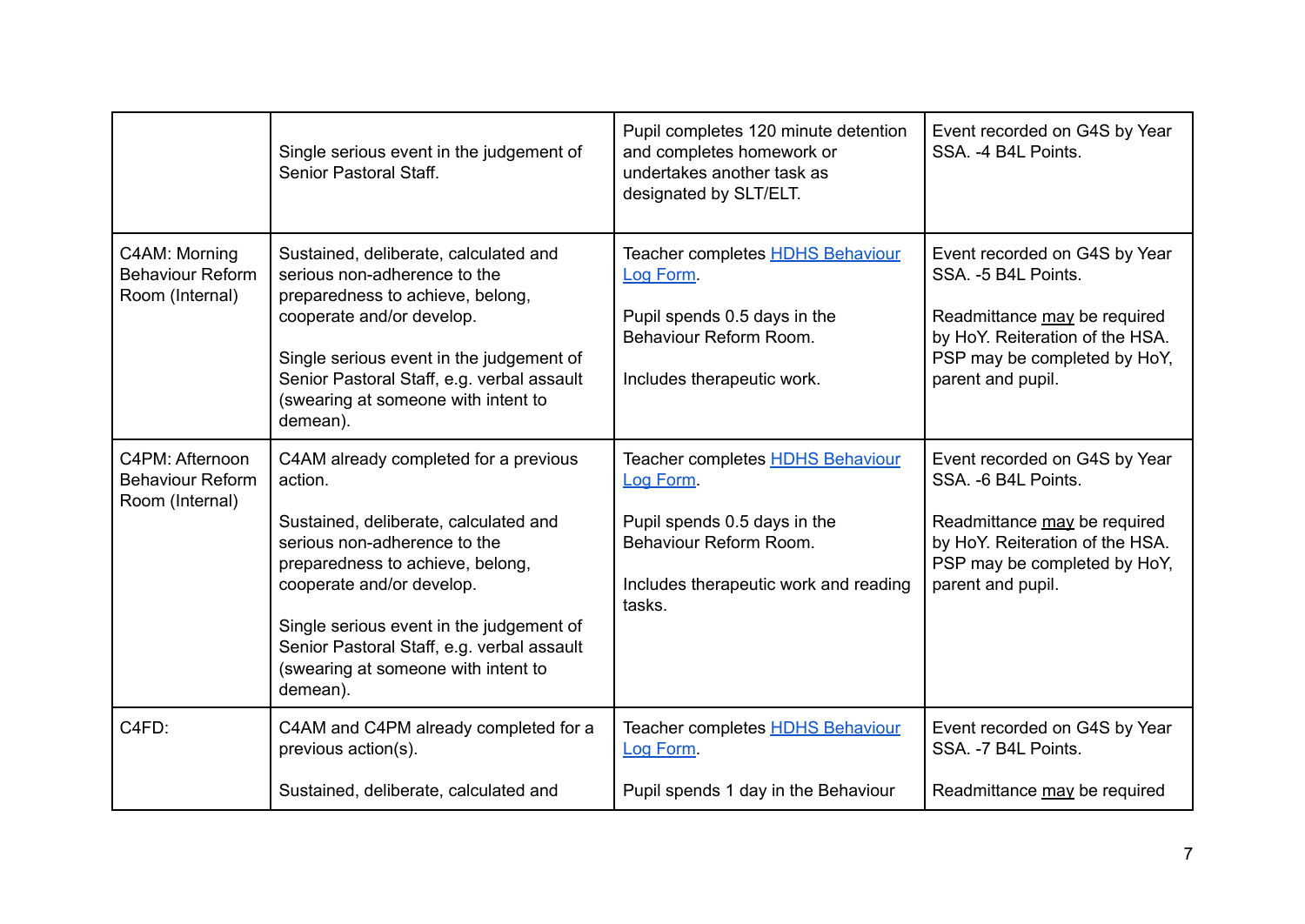| | | | |
|---|---|---|---|
| | Single serious event in the judgement of Senior Pastoral Staff. | Pupil completes 120 minute detention and completes homework or undertakes another task as designated by SLT/ELT. | Event recorded on G4S by Year SSA. -4 B4L Points. |
| C4AM: Morning Behaviour Reform Room (Internal) | Sustained, deliberate, calculated and serious non-adherence to the preparedness to achieve, belong, cooperate and/or develop.<br><br>Single serious event in the judgement of Senior Pastoral Staff, e.g. verbal assault (swearing at someone with intent to demean). | Teacher completes [HDHS Behaviour Log Form](#).<br><br>Pupil spends 0.5 days in the Behaviour Reform Room.<br><br>Includes therapeutic work. | Event recorded on G4S by Year SSA. -5 B4L Points.<br><br>Readmittance <u>may</u> be required by HoY. Reiteration of the HSA. PSP may be completed by HoY, parent and pupil. |
| C4PM: Afternoon Behaviour Reform Room (Internal) | C4AM already completed for a previous action.<br><br>Sustained, deliberate, calculated and serious non-adherence to the preparedness to achieve, belong, cooperate and/or develop.<br><br>Single serious event in the judgement of Senior Pastoral Staff, e.g. verbal assault (swearing at someone with intent to demean). | Teacher completes [HDHS Behaviour Log Form](#).<br><br>Pupil spends 0.5 days in the Behaviour Reform Room.<br><br>Includes therapeutic work and reading tasks. | Event recorded on G4S by Year SSA. -6 B4L Points.<br><br>Readmittance <u>may</u> be required by HoY. Reiteration of the HSA. PSP may be completed by HoY, parent and pupil. |
| C4FD: | C4AM and C4PM already completed for a previous action(s).<br><br>Sustained, deliberate, calculated and | Teacher completes [HDHS Behaviour Log Form](#).<br><br>Pupil spends 1 day in the Behaviour | Event recorded on G4S by Year SSA. -7 B4L Points.<br><br>Readmittance <u>may</u> be required |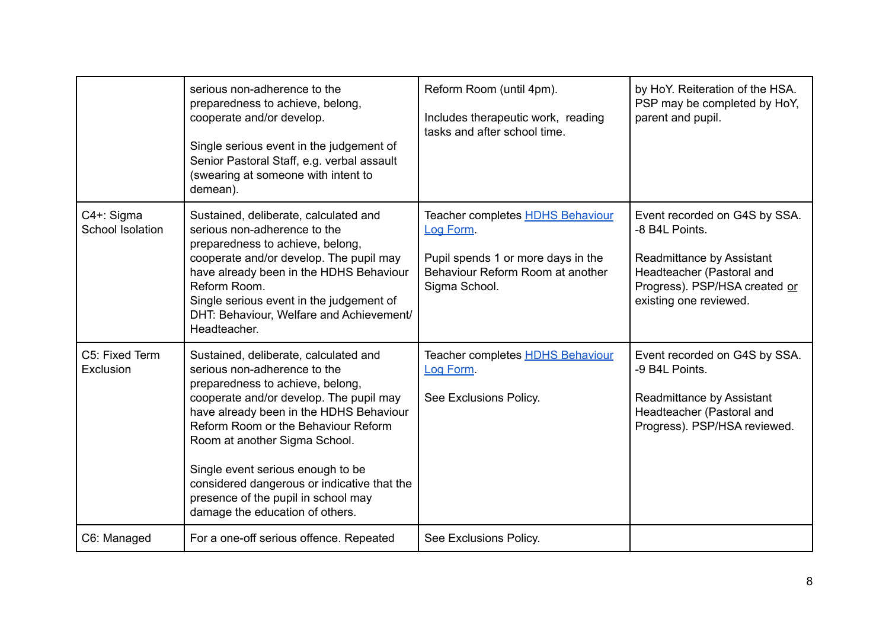|  |  |  |  |
|---|---|---|---|
|  | serious non-adherence to the preparedness to achieve, belong, cooperate and/or develop.<br><br>Single serious event in the judgement of Senior Pastoral Staff, e.g. verbal assault (swearing at someone with intent to demean). | Reform Room (until 4pm).<br><br>Includes therapeutic work, reading tasks and after school time. | by HoY. Reiteration of the HSA. PSP may be completed by HoY, parent and pupil. |
| C4+: Sigma School Isolation | Sustained, deliberate, calculated and serious non-adherence to the preparedness to achieve, belong, cooperate and/or develop. The pupil may have already been in the HDHS Behaviour Reform Room.<br>Single serious event in the judgement of DHT: Behaviour, Welfare and Achievement/ Headteacher. | Teacher completes [HDHS Behaviour Log Form]().<br><br>Pupil spends 1 or more days in the Behaviour Reform Room at another Sigma School. | Event recorded on G4S by SSA. -8 B4L Points.<br><br>Readmittance by Assistant Headteacher (Pastoral and Progress). PSP/HSA created or existing one reviewed. |
| C5: Fixed Term Exclusion | Sustained, deliberate, calculated and serious non-adherence to the preparedness to achieve, belong, cooperate and/or develop. The pupil may have already been in the HDHS Behaviour Reform Room or the Behaviour Reform Room at another Sigma School.<br><br>Single event serious enough to be considered dangerous or indicative that the presence of the pupil in school may damage the education of others. | Teacher completes [HDHS Behaviour Log Form]().<br><br>See Exclusions Policy. | Event recorded on G4S by SSA. -9 B4L Points.<br><br>Readmittance by Assistant Headteacher (Pastoral and Progress). PSP/HSA reviewed. |
| C6: Managed | For a one-off serious offence. Repeated | See Exclusions Policy. |  |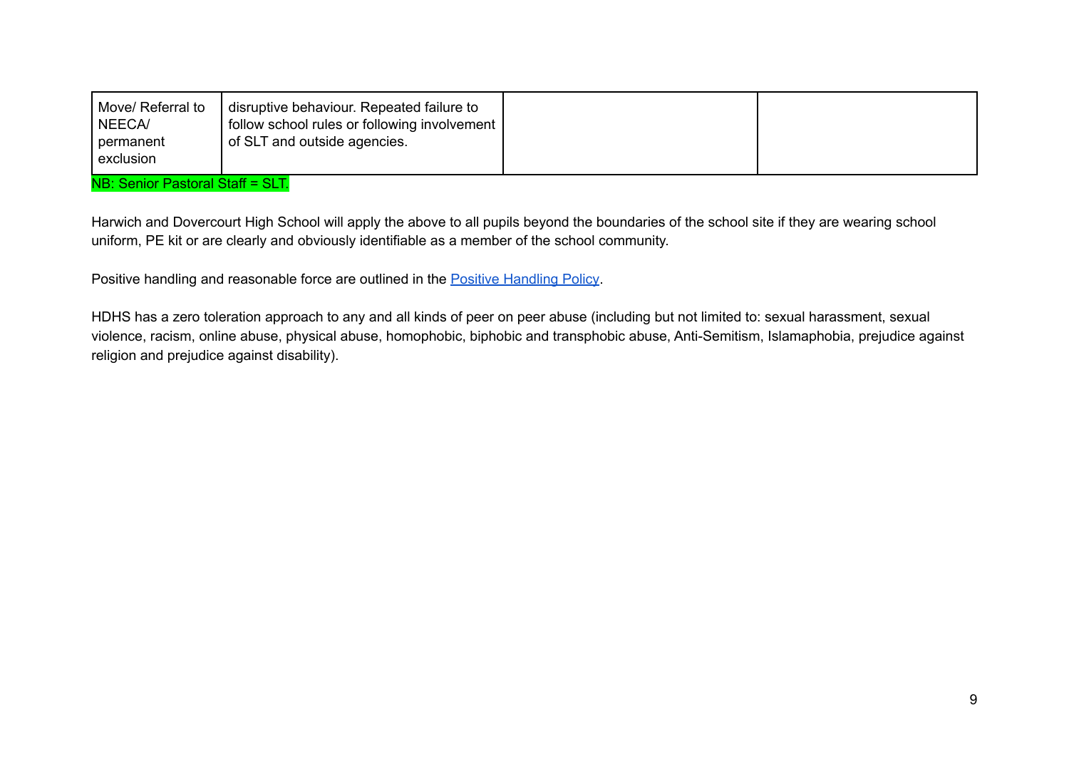| | | | |
|---|---|---|---|
| Move/ Referral to NEECA/ permanent exclusion | disruptive behaviour. Repeated failure to follow school rules or following involvement of SLT and outside agencies. | | |

NB: Senior Pastoral Staff = SLT.

Harwich and Dovercourt High School will apply the above to all pupils beyond the boundaries of the school site if they are wearing school uniform, PE kit or are clearly and obviously identifiable as a member of the school community.

Positive handling and reasonable force are outlined in the Positive Handling Policy.

HDHS has a zero toleration approach to any and all kinds of peer on peer abuse (including but not limited to: sexual harassment, sexual violence, racism, online abuse, physical abuse, homophobic, biphobic and transphobic abuse, Anti-Semitism, Islamaphobia, prejudice against religion and prejudice against disability).